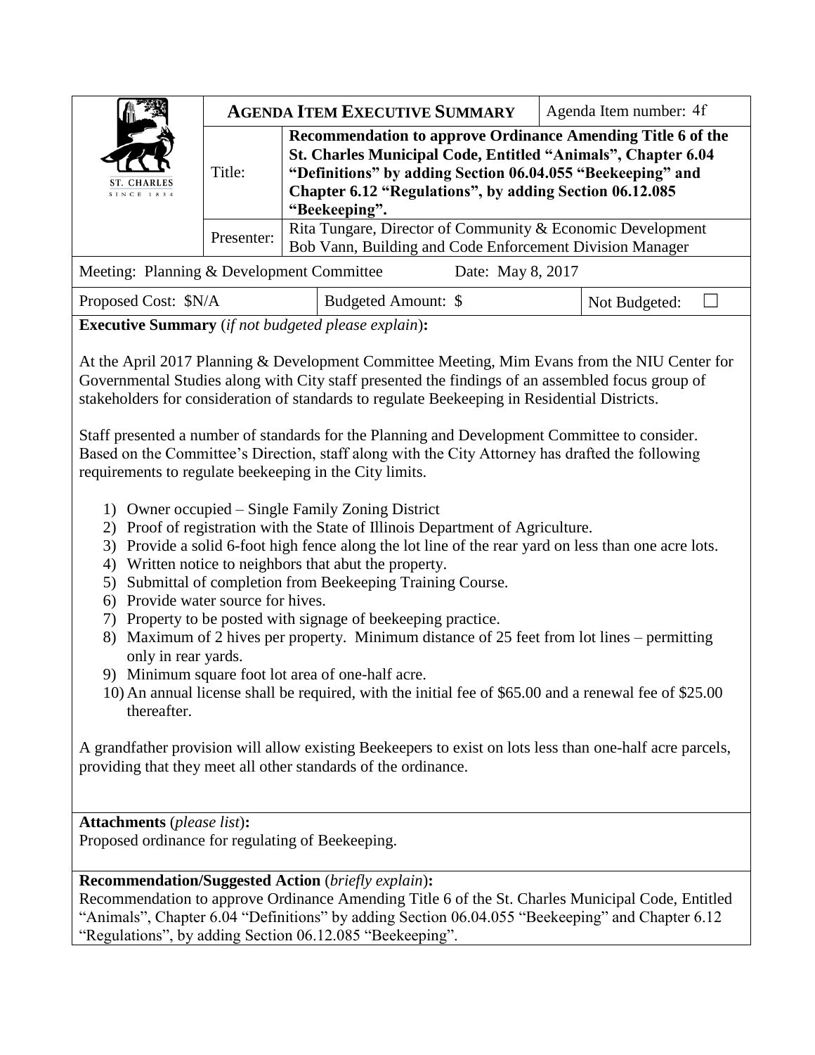| ST. CHARLES SINCE 1834 | **AGENDA ITEM EXECUTIVE SUMMARY** | | Agenda Item number: 4f |
|---|---|---|---|
| | Title: | **Recommendation to approve Ordinance Amending Title 6 of the St. Charles Municipal Code, Entitled "Animals", Chapter 6.04 "Definitions" by adding Section 06.04.055 "Beekeeping" and Chapter 6.12 "Regulations", by adding Section 06.12.085 "Beekeeping".** | |
| | Presenter: | Rita Tungare, Director of Community & Economic Development<br>Bob Vann, Building and Code Enforcement Division Manager | |

Meeting: Planning & Development Committee Date: May 8, 2017

| Proposed Cost: $N/A | Budgeted Amount: $ | Not Budgeted: ☐ |
|---|---|---|

**Executive Summary** (*if not budgeted please explain*)**:**

At the April 2017 Planning & Development Committee Meeting, Mim Evans from the NIU Center for Governmental Studies along with City staff presented the findings of an assembled focus group of stakeholders for consideration of standards to regulate Beekeeping in Residential Districts.

Staff presented a number of standards for the Planning and Development Committee to consider. Based on the Committee's Direction, staff along with the City Attorney has drafted the following requirements to regulate beekeeping in the City limits.

1) Owner occupied – Single Family Zoning District
2) Proof of registration with the State of Illinois Department of Agriculture.
3) Provide a solid 6-foot high fence along the lot line of the rear yard on less than one acre lots.
4) Written notice to neighbors that abut the property.
5) Submittal of completion from Beekeeping Training Course.
6) Provide water source for hives.
7) Property to be posted with signage of beekeeping practice.
8) Maximum of 2 hives per property. Minimum distance of 25 feet from lot lines – permitting only in rear yards.
9) Minimum square foot lot area of one-half acre.
10) An annual license shall be required, with the initial fee of $65.00 and a renewal fee of $25.00 thereafter.

A grandfather provision will allow existing Beekeepers to exist on lots less than one-half acre parcels, providing that they meet all other standards of the ordinance.

**Attachments** (*please list*)**:**
Proposed ordinance for regulating of Beekeeping.

**Recommendation/Suggested Action** (*briefly explain*)**:**
Recommendation to approve Ordinance Amending Title 6 of the St. Charles Municipal Code, Entitled "Animals", Chapter 6.04 "Definitions" by adding Section 06.04.055 "Beekeeping" and Chapter 6.12 "Regulations", by adding Section 06.12.085 "Beekeeping".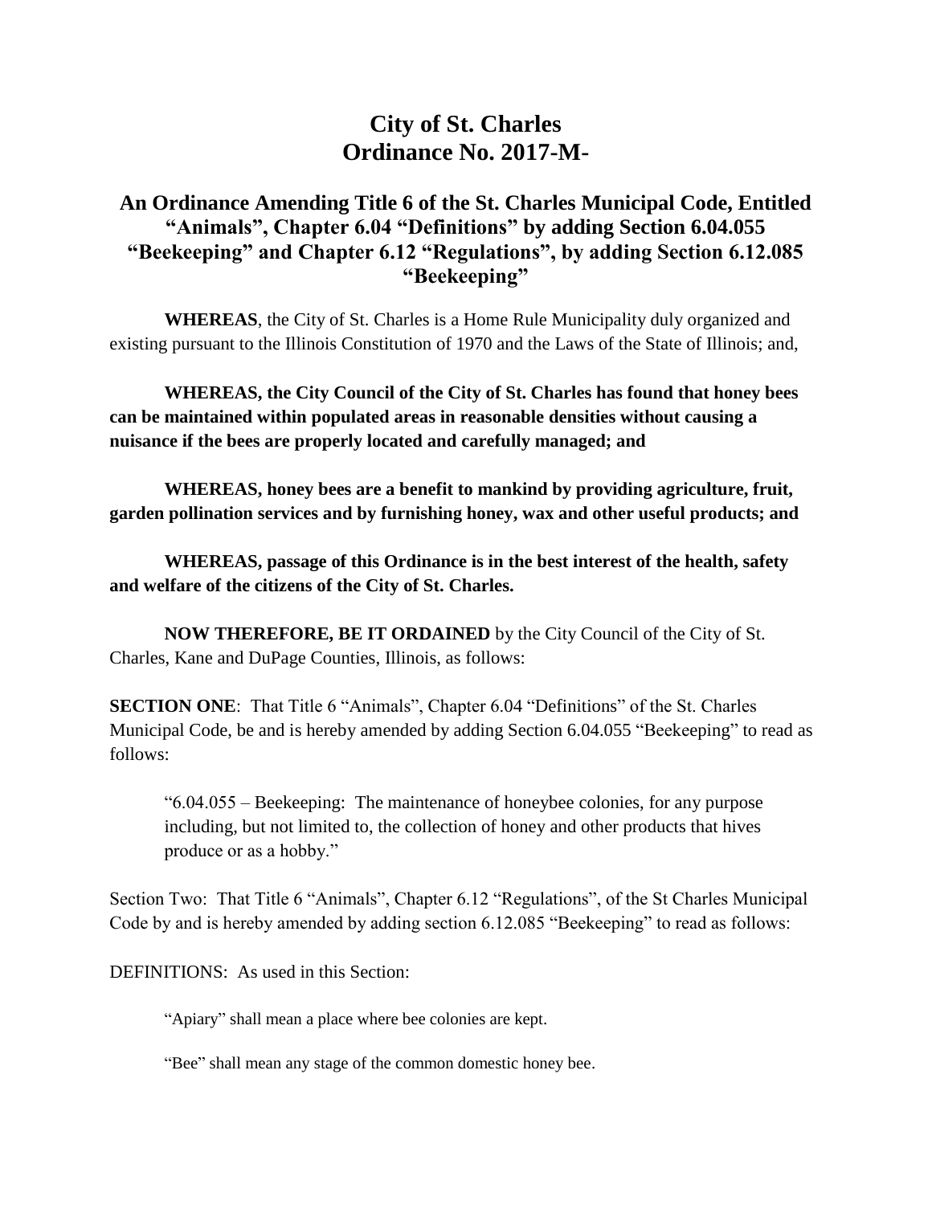# City of St. Charles
# Ordinance No. 2017-M-

## An Ordinance Amending Title 6 of the St. Charles Municipal Code, Entitled "Animals", Chapter 6.04 "Definitions" by adding Section 6.04.055 "Beekeeping" and Chapter 6.12 "Regulations", by adding Section 6.12.085 "Beekeeping"

**WHEREAS**, the City of St. Charles is a Home Rule Municipality duly organized and existing pursuant to the Illinois Constitution of 1970 and the Laws of the State of Illinois; and,

**WHEREAS, the City Council of the City of St. Charles has found that honey bees can be maintained within populated areas in reasonable densities without causing a nuisance if the bees are properly located and carefully managed; and**

**WHEREAS, honey bees are a benefit to mankind by providing agriculture, fruit, garden pollination services and by furnishing honey, wax and other useful products; and**

**WHEREAS, passage of this Ordinance is in the best interest of the health, safety and welfare of the citizens of the City of St. Charles.**

**NOW THEREFORE, BE IT ORDAINED** by the City Council of the City of St. Charles, Kane and DuPage Counties, Illinois, as follows:

**SECTION ONE**: That Title 6 "Animals", Chapter 6.04 "Definitions" of the St. Charles Municipal Code, be and is hereby amended by adding Section 6.04.055 "Beekeeping" to read as follows:

> "6.04.055 – Beekeeping: The maintenance of honeybee colonies, for any purpose including, but not limited to, the collection of honey and other products that hives produce or as a hobby."

Section Two: That Title 6 "Animals", Chapter 6.12 "Regulations", of the St Charles Municipal Code by and is hereby amended by adding section 6.12.085 "Beekeeping" to read as follows:

DEFINITIONS: As used in this Section:

> "Apiary" shall mean a place where bee colonies are kept.
>
> "Bee" shall mean any stage of the common domestic honey bee.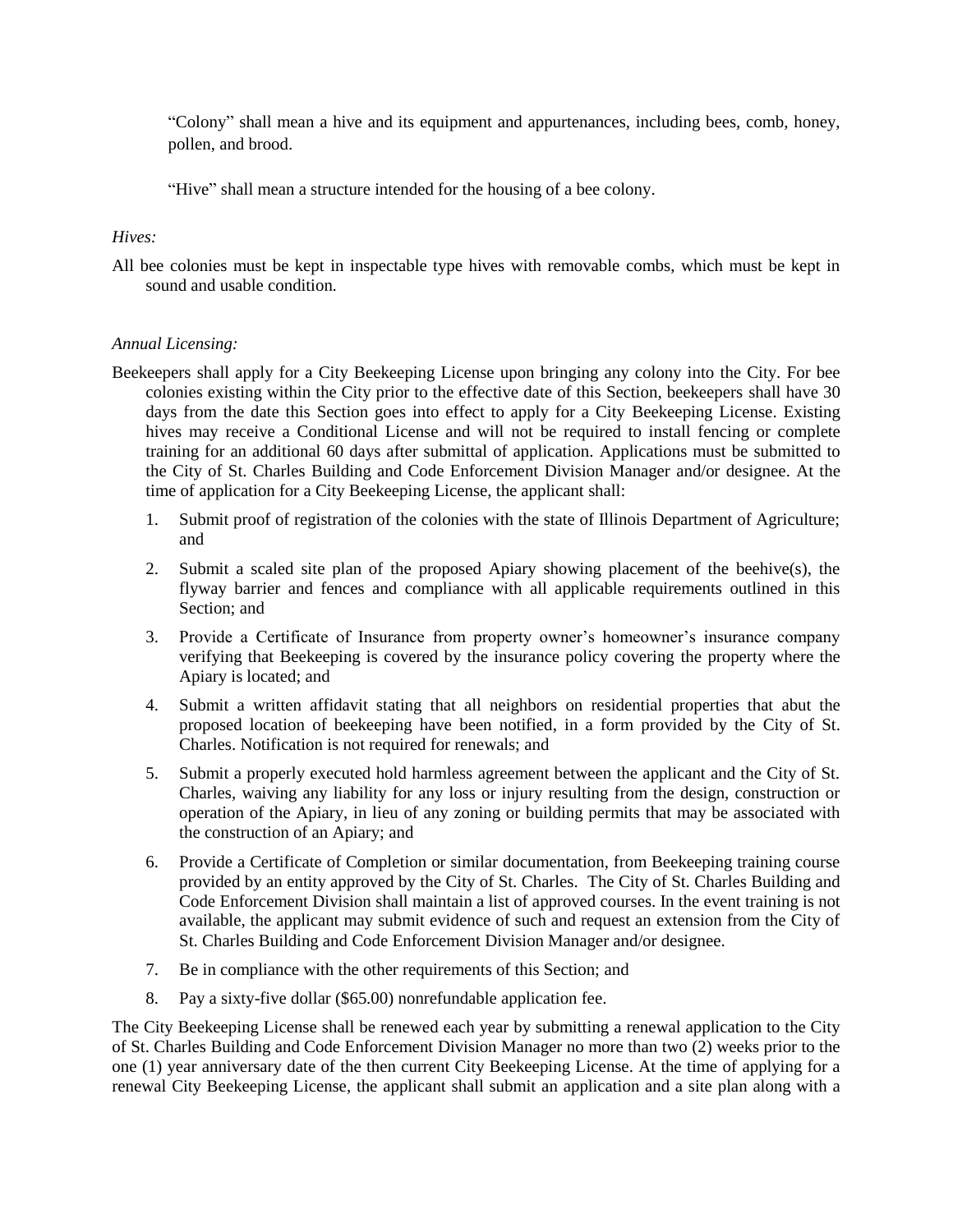"Colony" shall mean a hive and its equipment and appurtenances, including bees, comb, honey, pollen, and brood.

"Hive" shall mean a structure intended for the housing of a bee colony.

*Hives:*

All bee colonies must be kept in inspectable type hives with removable combs, which must be kept in sound and usable condition.

*Annual Licensing:*

Beekeepers shall apply for a City Beekeeping License upon bringing any colony into the City. For bee colonies existing within the City prior to the effective date of this Section, beekeepers shall have 30 days from the date this Section goes into effect to apply for a City Beekeeping License. Existing hives may receive a Conditional License and will not be required to install fencing or complete training for an additional 60 days after submittal of application. Applications must be submitted to the City of St. Charles Building and Code Enforcement Division Manager and/or designee. At the time of application for a City Beekeeping License, the applicant shall:

1. Submit proof of registration of the colonies with the state of Illinois Department of Agriculture; and
2. Submit a scaled site plan of the proposed Apiary showing placement of the beehive(s), the flyway barrier and fences and compliance with all applicable requirements outlined in this Section; and
3. Provide a Certificate of Insurance from property owner's homeowner's insurance company verifying that Beekeeping is covered by the insurance policy covering the property where the Apiary is located; and
4. Submit a written affidavit stating that all neighbors on residential properties that abut the proposed location of beekeeping have been notified, in a form provided by the City of St. Charles. Notification is not required for renewals; and
5. Submit a properly executed hold harmless agreement between the applicant and the City of St. Charles, waiving any liability for any loss or injury resulting from the design, construction or operation of the Apiary, in lieu of any zoning or building permits that may be associated with the construction of an Apiary; and
6. Provide a Certificate of Completion or similar documentation, from Beekeeping training course provided by an entity approved by the City of St. Charles. The City of St. Charles Building and Code Enforcement Division shall maintain a list of approved courses. In the event training is not available, the applicant may submit evidence of such and request an extension from the City of St. Charles Building and Code Enforcement Division Manager and/or designee.
7. Be in compliance with the other requirements of this Section; and
8. Pay a sixty-five dollar ($65.00) nonrefundable application fee.

The City Beekeeping License shall be renewed each year by submitting a renewal application to the City of St. Charles Building and Code Enforcement Division Manager no more than two (2) weeks prior to the one (1) year anniversary date of the then current City Beekeeping License. At the time of applying for a renewal City Beekeeping License, the applicant shall submit an application and a site plan along with a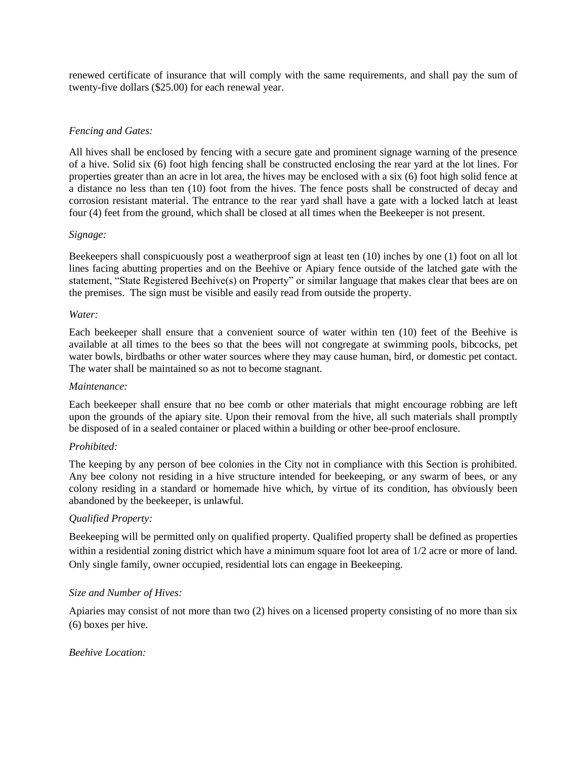renewed certificate of insurance that will comply with the same requirements, and shall pay the sum of twenty-five dollars ($25.00) for each renewal year.

*Fencing and Gates:*

All hives shall be enclosed by fencing with a secure gate and prominent signage warning of the presence of a hive. Solid six (6) foot high fencing shall be constructed enclosing the rear yard at the lot lines. For properties greater than an acre in lot area, the hives may be enclosed with a six (6) foot high solid fence at a distance no less than ten (10) foot from the hives. The fence posts shall be constructed of decay and corrosion resistant material. The entrance to the rear yard shall have a gate with a locked latch at least four (4) feet from the ground, which shall be closed at all times when the Beekeeper is not present.

*Signage:*

Beekeepers shall conspicuously post a weatherproof sign at least ten (10) inches by one (1) foot on all lot lines facing abutting properties and on the Beehive or Apiary fence outside of the latched gate with the statement, "State Registered Beehive(s) on Property" or similar language that makes clear that bees are on the premises. The sign must be visible and easily read from outside the property.

*Water:*

Each beekeeper shall ensure that a convenient source of water within ten (10) feet of the Beehive is available at all times to the bees so that the bees will not congregate at swimming pools, bibcocks, pet water bowls, birdbaths or other water sources where they may cause human, bird, or domestic pet contact. The water shall be maintained so as not to become stagnant.

*Maintenance:*

Each beekeeper shall ensure that no bee comb or other materials that might encourage robbing are left upon the grounds of the apiary site. Upon their removal from the hive, all such materials shall promptly be disposed of in a sealed container or placed within a building or other bee-proof enclosure.

*Prohibited:*

The keeping by any person of bee colonies in the City not in compliance with this Section is prohibited. Any bee colony not residing in a hive structure intended for beekeeping, or any swarm of bees, or any colony residing in a standard or homemade hive which, by virtue of its condition, has obviously been abandoned by the beekeeper, is unlawful.

*Qualified Property:*

Beekeeping will be permitted only on qualified property. Qualified property shall be defined as properties within a residential zoning district which have a minimum square foot lot area of 1/2 acre or more of land. Only single family, owner occupied, residential lots can engage in Beekeeping.

*Size and Number of Hives:*

Apiaries may consist of not more than two (2) hives on a licensed property consisting of no more than six (6) boxes per hive.

*Beehive Location:*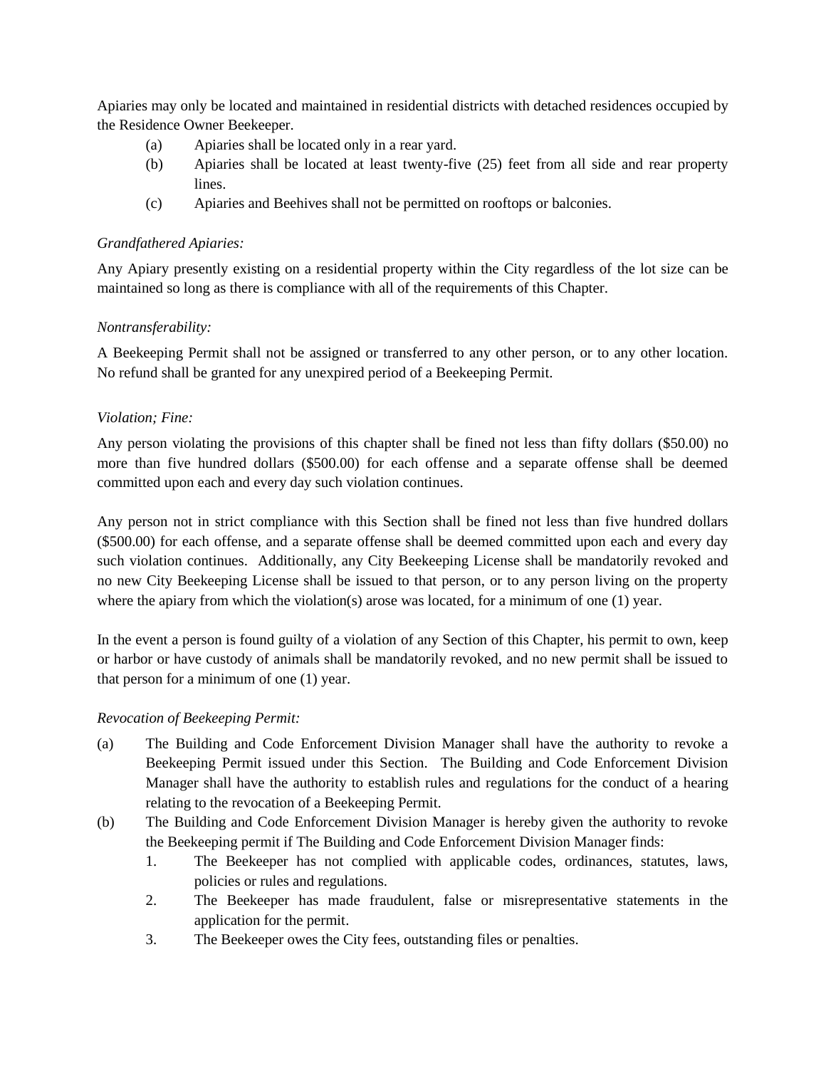Apiaries may only be located and maintained in residential districts with detached residences occupied by the Residence Owner Beekeeper.

(a) Apiaries shall be located only in a rear yard.

(b) Apiaries shall be located at least twenty-five (25) feet from all side and rear property lines.

(c) Apiaries and Beehives shall not be permitted on rooftops or balconies.

*Grandfathered Apiaries:*

Any Apiary presently existing on a residential property within the City regardless of the lot size can be maintained so long as there is compliance with all of the requirements of this Chapter.

*Nontransferability:*

A Beekeeping Permit shall not be assigned or transferred to any other person, or to any other location. No refund shall be granted for any unexpired period of a Beekeeping Permit.

*Violation; Fine:*

Any person violating the provisions of this chapter shall be fined not less than fifty dollars ($50.00) no more than five hundred dollars ($500.00) for each offense and a separate offense shall be deemed committed upon each and every day such violation continues.

Any person not in strict compliance with this Section shall be fined not less than five hundred dollars ($500.00) for each offense, and a separate offense shall be deemed committed upon each and every day such violation continues. Additionally, any City Beekeeping License shall be mandatorily revoked and no new City Beekeeping License shall be issued to that person, or to any person living on the property where the apiary from which the violation(s) arose was located, for a minimum of one (1) year.

In the event a person is found guilty of a violation of any Section of this Chapter, his permit to own, keep or harbor or have custody of animals shall be mandatorily revoked, and no new permit shall be issued to that person for a minimum of one (1) year.

*Revocation of Beekeeping Permit:*

(a) The Building and Code Enforcement Division Manager shall have the authority to revoke a Beekeeping Permit issued under this Section. The Building and Code Enforcement Division Manager shall have the authority to establish rules and regulations for the conduct of a hearing relating to the revocation of a Beekeeping Permit.

(b) The Building and Code Enforcement Division Manager is hereby given the authority to revoke the Beekeeping permit if The Building and Code Enforcement Division Manager finds:

1. The Beekeeper has not complied with applicable codes, ordinances, statutes, laws, policies or rules and regulations.
2. The Beekeeper has made fraudulent, false or misrepresentative statements in the application for the permit.
3. The Beekeeper owes the City fees, outstanding files or penalties.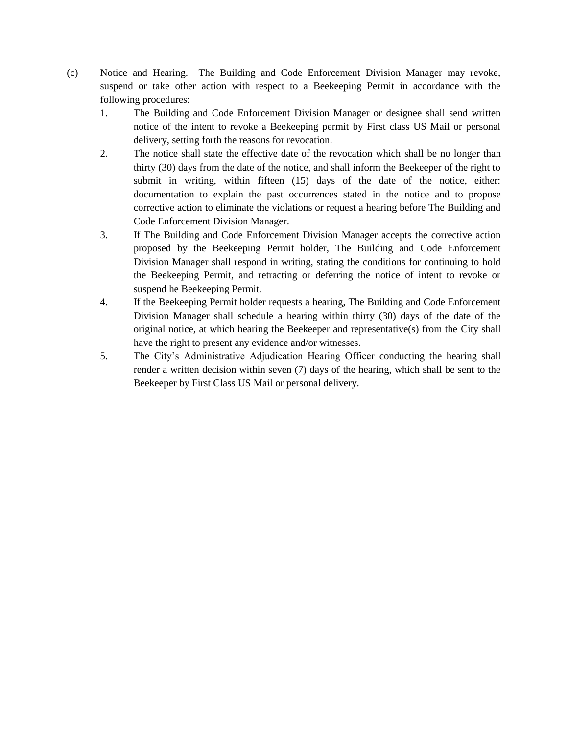(c) Notice and Hearing. The Building and Code Enforcement Division Manager may revoke, suspend or take other action with respect to a Beekeeping Permit in accordance with the following procedures:

1. The Building and Code Enforcement Division Manager or designee shall send written notice of the intent to revoke a Beekeeping permit by First class US Mail or personal delivery, setting forth the reasons for revocation.
2. The notice shall state the effective date of the revocation which shall be no longer than thirty (30) days from the date of the notice, and shall inform the Beekeeper of the right to submit in writing, within fifteen (15) days of the date of the notice, either: documentation to explain the past occurrences stated in the notice and to propose corrective action to eliminate the violations or request a hearing before The Building and Code Enforcement Division Manager.
3. If The Building and Code Enforcement Division Manager accepts the corrective action proposed by the Beekeeping Permit holder, The Building and Code Enforcement Division Manager shall respond in writing, stating the conditions for continuing to hold the Beekeeping Permit, and retracting or deferring the notice of intent to revoke or suspend he Beekeeping Permit.
4. If the Beekeeping Permit holder requests a hearing, The Building and Code Enforcement Division Manager shall schedule a hearing within thirty (30) days of the date of the original notice, at which hearing the Beekeeper and representative(s) from the City shall have the right to present any evidence and/or witnesses.
5. The City's Administrative Adjudication Hearing Officer conducting the hearing shall render a written decision within seven (7) days of the hearing, which shall be sent to the Beekeeper by First Class US Mail or personal delivery.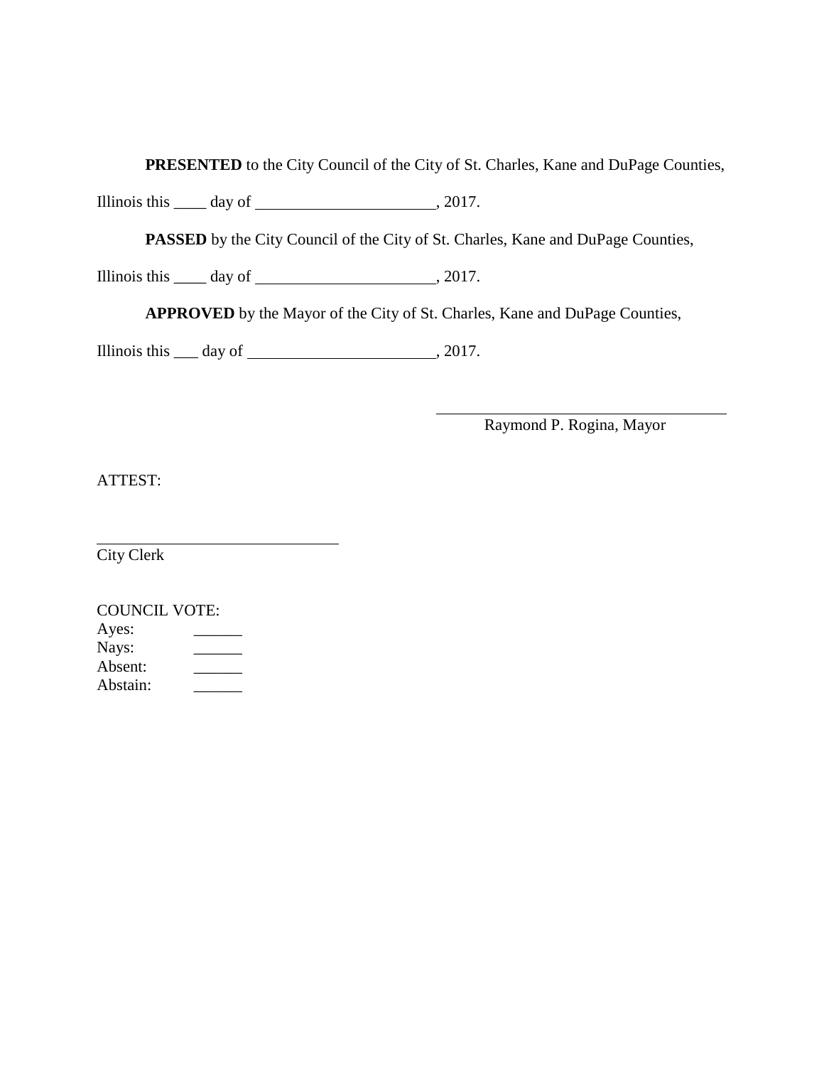**PRESENTED** to the City Council of the City of St. Charles, Kane and DuPage Counties, Illinois this ____ day of ______________________, 2017.

**PASSED** by the City Council of the City of St. Charles, Kane and DuPage Counties, Illinois this ____ day of ______________________, 2017.

**APPROVED** by the Mayor of the City of St. Charles, Kane and DuPage Counties, Illinois this ___ day of ______________________, 2017.

______________________________
Raymond P. Rogina, Mayor

ATTEST:

______________________________
City Clerk

COUNCIL VOTE:
Ayes: ______
Nays: ______
Absent: ______
Abstain: ______